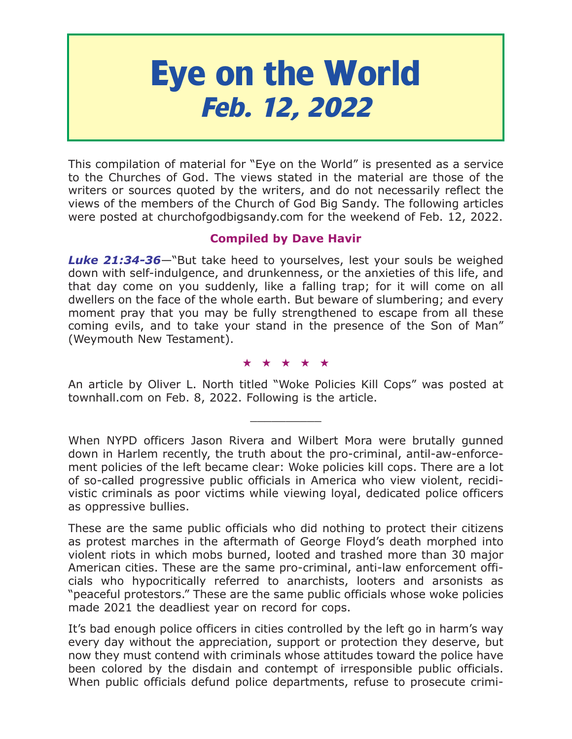# Eye on the World
## *Feb. 12, 2022*

This compilation of material for "Eye on the World" is presented as a service to the Churches of God. The views stated in the material are those of the writers or sources quoted by the writers, and do not necessarily reflect the views of the members of the Church of God Big Sandy. The following articles were posted at churchofgodbigsandy.com for the weekend of Feb. 12, 2022.

**Compiled by Dave Havir**

***Luke 21:34-36***—"But take heed to yourselves, lest your souls be weighed down with self-indulgence, and drunkenness, or the anxieties of this life, and that day come on you suddenly, like a falling trap; for it will come on all dwellers on the face of the whole earth. But beware of slumbering; and every moment pray that you may be fully strengthened to escape from all these coming evils, and to take your stand in the presence of the Son of Man" (Weymouth New Testament).

★ ★ ★ ★ ★

An article by Oliver L. North titled "Woke Policies Kill Cops" was posted at townhall.com on Feb. 8, 2022. Following is the article.

__________

When NYPD officers Jason Rivera and Wilbert Mora were brutally gunned down in Harlem recently, the truth about the pro-criminal, antil-aw-enforcement policies of the left became clear: Woke policies kill cops. There are a lot of so-called progressive public officials in America who view violent, recidivistic criminals as poor victims while viewing loyal, dedicated police officers as oppressive bullies.

These are the same public officials who did nothing to protect their citizens as protest marches in the aftermath of George Floyd's death morphed into violent riots in which mobs burned, looted and trashed more than 30 major American cities. These are the same pro-criminal, anti-law enforcement officials who hypocritically referred to anarchists, looters and arsonists as "peaceful protestors." These are the same public officials whose woke policies made 2021 the deadliest year on record for cops.

It's bad enough police officers in cities controlled by the left go in harm's way every day without the appreciation, support or protection they deserve, but now they must contend with criminals whose attitudes toward the police have been colored by the disdain and contempt of irresponsible public officials. When public officials defund police departments, refuse to prosecute crimi-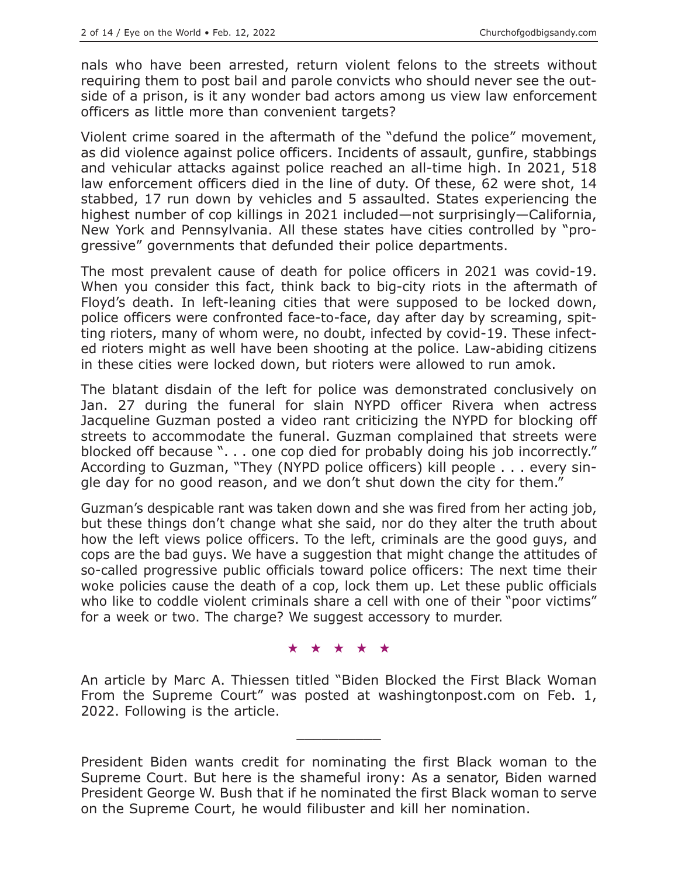nals who have been arrested, return violent felons to the streets without requiring them to post bail and parole convicts who should never see the outside of a prison, is it any wonder bad actors among us view law enforcement officers as little more than convenient targets?

Violent crime soared in the aftermath of the "defund the police" movement, as did violence against police officers. Incidents of assault, gunfire, stabbings and vehicular attacks against police reached an all-time high. In 2021, 518 law enforcement officers died in the line of duty. Of these, 62 were shot, 14 stabbed, 17 run down by vehicles and 5 assaulted. States experiencing the highest number of cop killings in 2021 included—not surprisingly—California, New York and Pennsylvania. All these states have cities controlled by "progressive" governments that defunded their police departments.

The most prevalent cause of death for police officers in 2021 was covid-19. When you consider this fact, think back to big-city riots in the aftermath of Floyd's death. In left-leaning cities that were supposed to be locked down, police officers were confronted face-to-face, day after day by screaming, spitting rioters, many of whom were, no doubt, infected by covid-19. These infected rioters might as well have been shooting at the police. Law-abiding citizens in these cities were locked down, but rioters were allowed to run amok.

The blatant disdain of the left for police was demonstrated conclusively on Jan. 27 during the funeral for slain NYPD officer Rivera when actress Jacqueline Guzman posted a video rant criticizing the NYPD for blocking off streets to accommodate the funeral. Guzman complained that streets were blocked off because ". . . one cop died for probably doing his job incorrectly." According to Guzman, "They (NYPD police officers) kill people . . . every single day for no good reason, and we don't shut down the city for them."

Guzman's despicable rant was taken down and she was fired from her acting job, but these things don't change what she said, nor do they alter the truth about how the left views police officers. To the left, criminals are the good guys, and cops are the bad guys. We have a suggestion that might change the attitudes of so-called progressive public officials toward police officers: The next time their woke policies cause the death of a cop, lock them up. Let these public officials who like to coddle violent criminals share a cell with one of their "poor victims" for a week or two. The charge? We suggest accessory to murder.

★ ★ ★ ★ ★

An article by Marc A. Thiessen titled "Biden Blocked the First Black Woman From the Supreme Court" was posted at washingtonpost.com on Feb. 1, 2022. Following is the article.

---

President Biden wants credit for nominating the first Black woman to the Supreme Court. But here is the shameful irony: As a senator, Biden warned President George W. Bush that if he nominated the first Black woman to serve on the Supreme Court, he would filibuster and kill her nomination.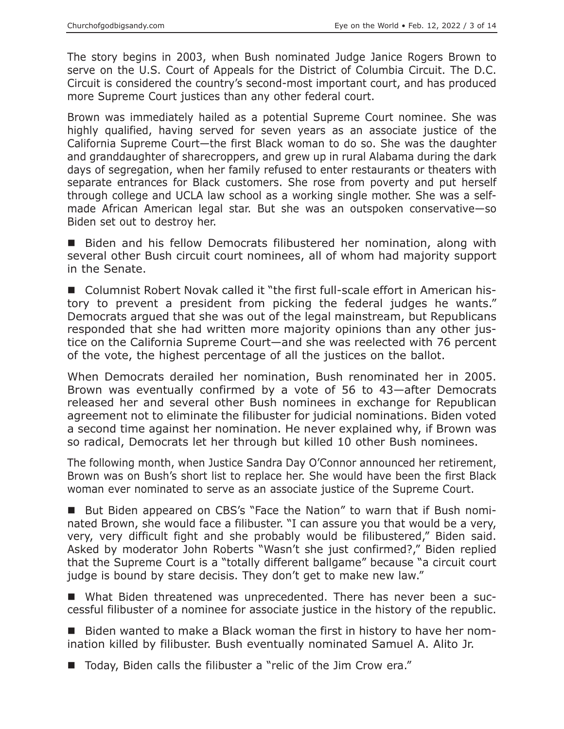The story begins in 2003, when Bush nominated Judge Janice Rogers Brown to serve on the U.S. Court of Appeals for the District of Columbia Circuit. The D.C. Circuit is considered the country's second-most important court, and has produced more Supreme Court justices than any other federal court.

Brown was immediately hailed as a potential Supreme Court nominee. She was highly qualified, having served for seven years as an associate justice of the California Supreme Court—the first Black woman to do so. She was the daughter and granddaughter of sharecroppers, and grew up in rural Alabama during the dark days of segregation, when her family refused to enter restaurants or theaters with separate entrances for Black customers. She rose from poverty and put herself through college and UCLA law school as a working single mother. She was a self-made African American legal star. But she was an outspoken conservative—so Biden set out to destroy her.

- Biden and his fellow Democrats filibustered her nomination, along with several other Bush circuit court nominees, all of whom had majority support in the Senate.

- Columnist Robert Novak called it "the first full-scale effort in American history to prevent a president from picking the federal judges he wants." Democrats argued that she was out of the legal mainstream, but Republicans responded that she had written more majority opinions than any other justice on the California Supreme Court—and she was reelected with 76 percent of the vote, the highest percentage of all the justices on the ballot.

When Democrats derailed her nomination, Bush renominated her in 2005. Brown was eventually confirmed by a vote of 56 to 43—after Democrats released her and several other Bush nominees in exchange for Republican agreement not to eliminate the filibuster for judicial nominations. Biden voted a second time against her nomination. He never explained why, if Brown was so radical, Democrats let her through but killed 10 other Bush nominees.

The following month, when Justice Sandra Day O'Connor announced her retirement, Brown was on Bush's short list to replace her. She would have been the first Black woman ever nominated to serve as an associate justice of the Supreme Court.

- But Biden appeared on CBS's "Face the Nation" to warn that if Bush nominated Brown, she would face a filibuster. "I can assure you that would be a very, very, very difficult fight and she probably would be filibustered," Biden said. Asked by moderator John Roberts "Wasn't she just confirmed?," Biden replied that the Supreme Court is a "totally different ballgame" because "a circuit court judge is bound by stare decisis. They don't get to make new law."

- What Biden threatened was unprecedented. There has never been a successful filibuster of a nominee for associate justice in the history of the republic.

- Biden wanted to make a Black woman the first in history to have her nomination killed by filibuster. Bush eventually nominated Samuel A. Alito Jr.

- Today, Biden calls the filibuster a "relic of the Jim Crow era."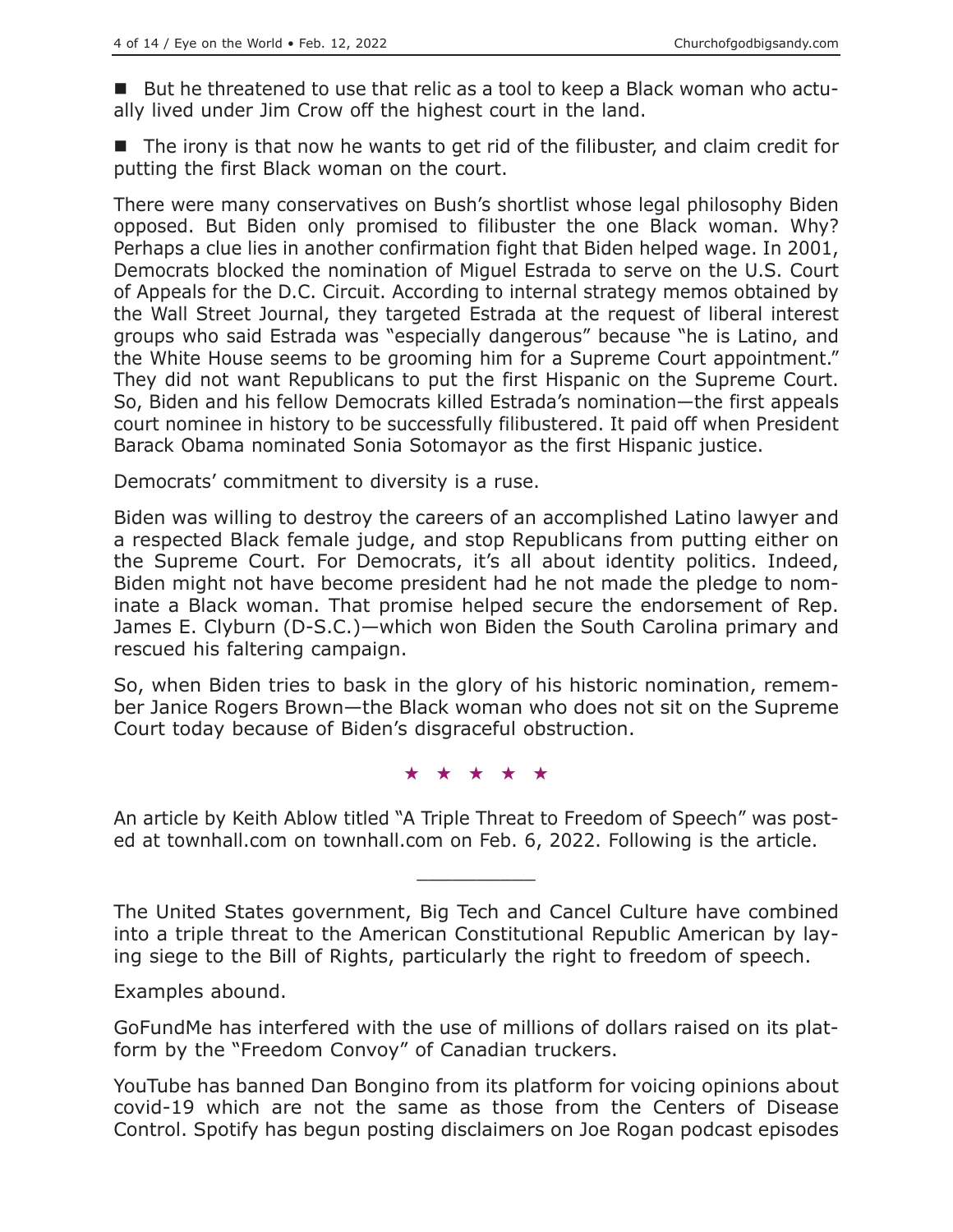- But he threatened to use that relic as a tool to keep a Black woman who actually lived under Jim Crow off the highest court in the land.

- The irony is that now he wants to get rid of the filibuster, and claim credit for putting the first Black woman on the court.

There were many conservatives on Bush's shortlist whose legal philosophy Biden opposed. But Biden only promised to filibuster the one Black woman. Why? Perhaps a clue lies in another confirmation fight that Biden helped wage. In 2001, Democrats blocked the nomination of Miguel Estrada to serve on the U.S. Court of Appeals for the D.C. Circuit. According to internal strategy memos obtained by the Wall Street Journal, they targeted Estrada at the request of liberal interest groups who said Estrada was "especially dangerous" because "he is Latino, and the White House seems to be grooming him for a Supreme Court appointment." They did not want Republicans to put the first Hispanic on the Supreme Court. So, Biden and his fellow Democrats killed Estrada's nomination—the first appeals court nominee in history to be successfully filibustered. It paid off when President Barack Obama nominated Sonia Sotomayor as the first Hispanic justice.

Democrats' commitment to diversity is a ruse.

Biden was willing to destroy the careers of an accomplished Latino lawyer and a respected Black female judge, and stop Republicans from putting either on the Supreme Court. For Democrats, it's all about identity politics. Indeed, Biden might not have become president had he not made the pledge to nominate a Black woman. That promise helped secure the endorsement of Rep. James E. Clyburn (D-S.C.)—which won Biden the South Carolina primary and rescued his faltering campaign.

So, when Biden tries to bask in the glory of his historic nomination, remember Janice Rogers Brown—the Black woman who does not sit on the Supreme Court today because of Biden's disgraceful obstruction.

★ ★ ★ ★ ★

An article by Keith Ablow titled "A Triple Threat to Freedom of Speech" was posted at townhall.com on townhall.com on Feb. 6, 2022. Following is the article.

---

The United States government, Big Tech and Cancel Culture have combined into a triple threat to the American Constitutional Republic American by laying siege to the Bill of Rights, particularly the right to freedom of speech.

Examples abound.

GoFundMe has interfered with the use of millions of dollars raised on its platform by the "Freedom Convoy" of Canadian truckers.

YouTube has banned Dan Bongino from its platform for voicing opinions about covid-19 which are not the same as those from the Centers of Disease Control. Spotify has begun posting disclaimers on Joe Rogan podcast episodes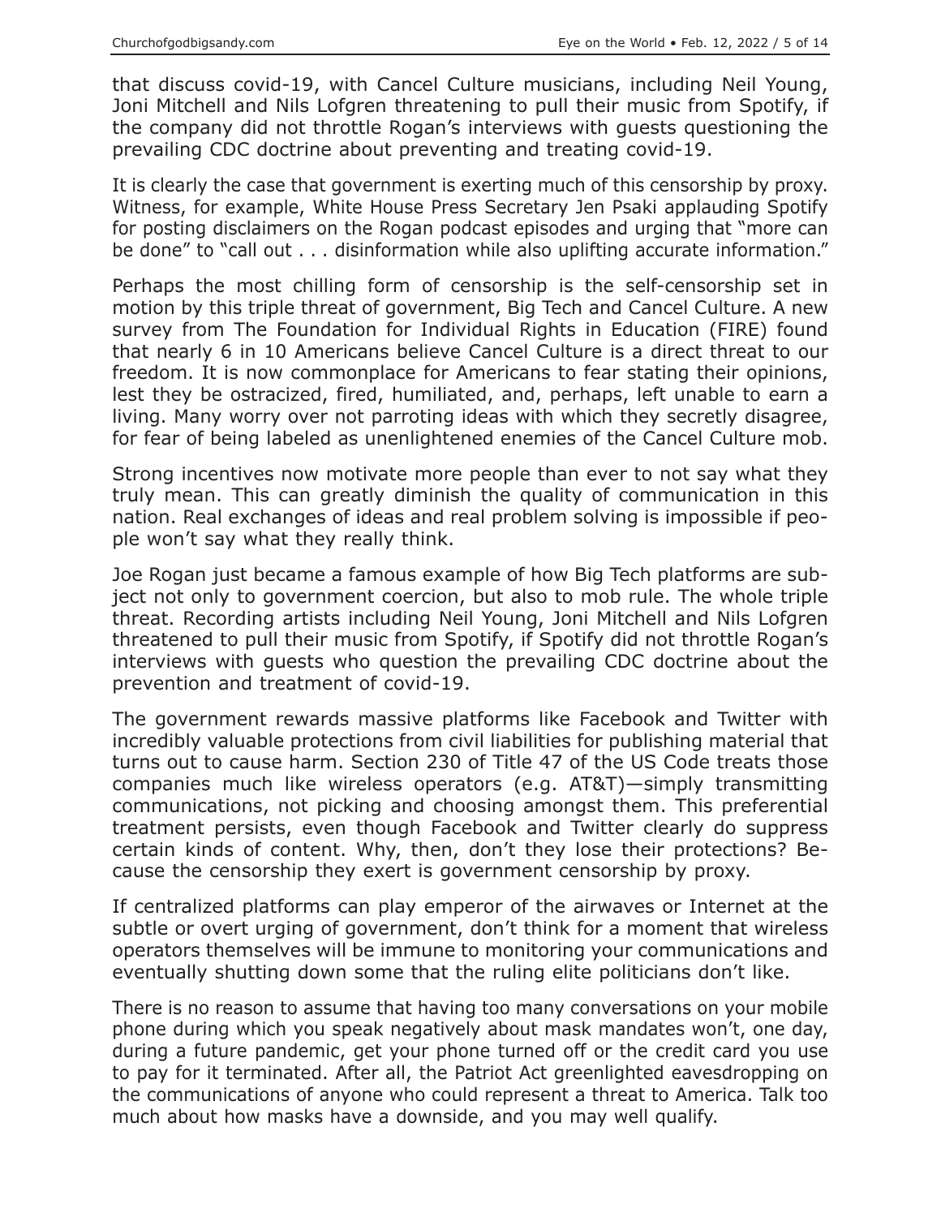that discuss covid-19, with Cancel Culture musicians, including Neil Young, Joni Mitchell and Nils Lofgren threatening to pull their music from Spotify, if the company did not throttle Rogan's interviews with guests questioning the prevailing CDC doctrine about preventing and treating covid-19.

It is clearly the case that government is exerting much of this censorship by proxy. Witness, for example, White House Press Secretary Jen Psaki applauding Spotify for posting disclaimers on the Rogan podcast episodes and urging that "more can be done" to "call out . . . disinformation while also uplifting accurate information."

Perhaps the most chilling form of censorship is the self-censorship set in motion by this triple threat of government, Big Tech and Cancel Culture. A new survey from The Foundation for Individual Rights in Education (FIRE) found that nearly 6 in 10 Americans believe Cancel Culture is a direct threat to our freedom. It is now commonplace for Americans to fear stating their opinions, lest they be ostracized, fired, humiliated, and, perhaps, left unable to earn a living. Many worry over not parroting ideas with which they secretly disagree, for fear of being labeled as unenlightened enemies of the Cancel Culture mob.

Strong incentives now motivate more people than ever to not say what they truly mean. This can greatly diminish the quality of communication in this nation. Real exchanges of ideas and real problem solving is impossible if people won't say what they really think.

Joe Rogan just became a famous example of how Big Tech platforms are subject not only to government coercion, but also to mob rule. The whole triple threat. Recording artists including Neil Young, Joni Mitchell and Nils Lofgren threatened to pull their music from Spotify, if Spotify did not throttle Rogan's interviews with guests who question the prevailing CDC doctrine about the prevention and treatment of covid-19.

The government rewards massive platforms like Facebook and Twitter with incredibly valuable protections from civil liabilities for publishing material that turns out to cause harm. Section 230 of Title 47 of the US Code treats those companies much like wireless operators (e.g. AT&T)—simply transmitting communications, not picking and choosing amongst them. This preferential treatment persists, even though Facebook and Twitter clearly do suppress certain kinds of content. Why, then, don't they lose their protections? Because the censorship they exert is government censorship by proxy.

If centralized platforms can play emperor of the airwaves or Internet at the subtle or overt urging of government, don't think for a moment that wireless operators themselves will be immune to monitoring your communications and eventually shutting down some that the ruling elite politicians don't like.

There is no reason to assume that having too many conversations on your mobile phone during which you speak negatively about mask mandates won't, one day, during a future pandemic, get your phone turned off or the credit card you use to pay for it terminated. After all, the Patriot Act greenlighted eavesdropping on the communications of anyone who could represent a threat to America. Talk too much about how masks have a downside, and you may well qualify.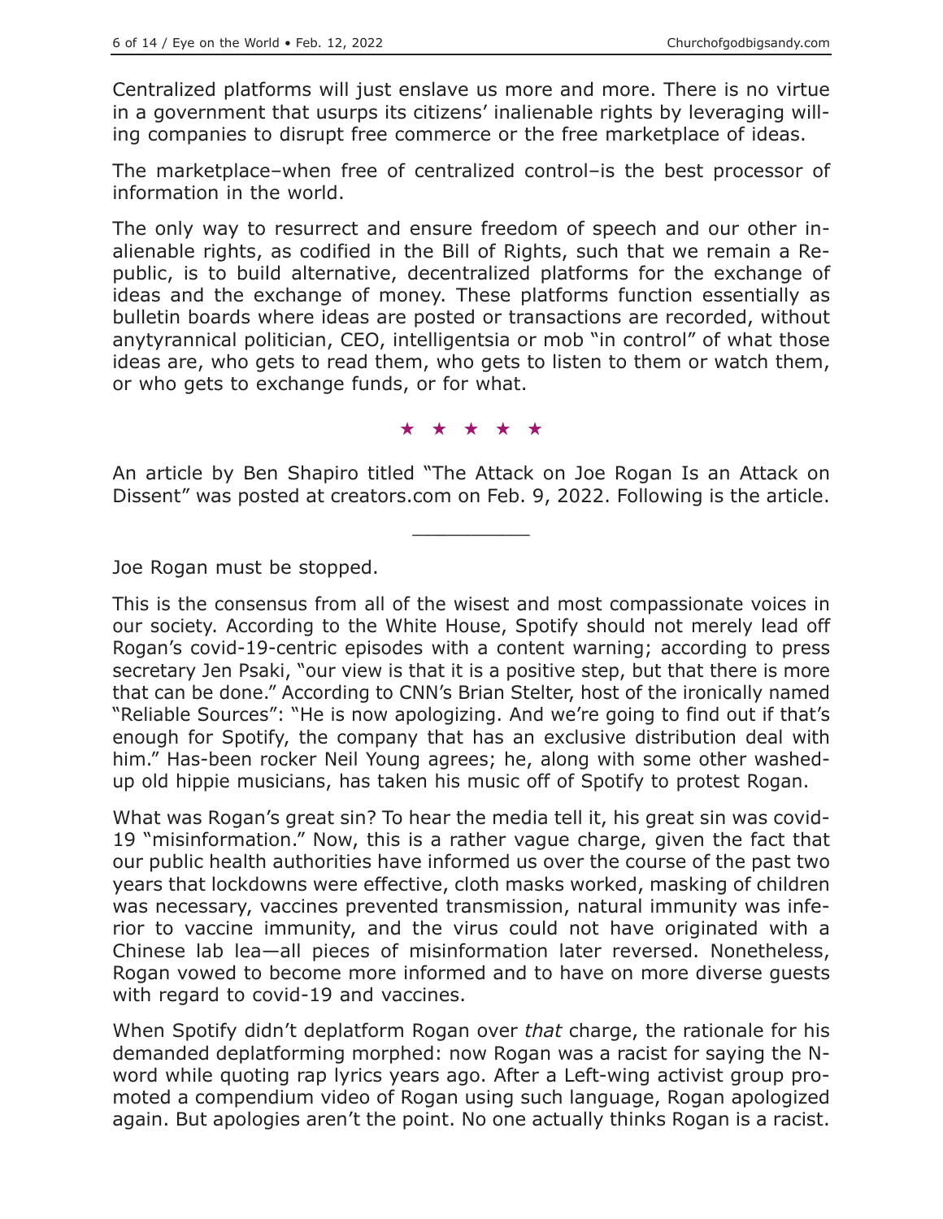Centralized platforms will just enslave us more and more. There is no virtue in a government that usurps its citizens' inalienable rights by leveraging willing companies to disrupt free commerce or the free marketplace of ideas.

The marketplace–when free of centralized control–is the best processor of information in the world.

The only way to resurrect and ensure freedom of speech and our other inalienable rights, as codified in the Bill of Rights, such that we remain a Republic, is to build alternative, decentralized platforms for the exchange of ideas and the exchange of money. These platforms function essentially as bulletin boards where ideas are posted or transactions are recorded, without anytyrannical politician, CEO, intelligentsia or mob "in control" of what those ideas are, who gets to read them, who gets to listen to them or watch them, or who gets to exchange funds, or for what.

★ ★ ★ ★ ★

An article by Ben Shapiro titled "The Attack on Joe Rogan Is an Attack on Dissent" was posted at creators.com on Feb. 9, 2022. Following is the article.

---

Joe Rogan must be stopped.

This is the consensus from all of the wisest and most compassionate voices in our society. According to the White House, Spotify should not merely lead off Rogan's covid-19-centric episodes with a content warning; according to press secretary Jen Psaki, "our view is that it is a positive step, but that there is more that can be done." According to CNN's Brian Stelter, host of the ironically named "Reliable Sources": "He is now apologizing. And we're going to find out if that's enough for Spotify, the company that has an exclusive distribution deal with him." Has-been rocker Neil Young agrees; he, along with some other washed-up old hippie musicians, has taken his music off of Spotify to protest Rogan.

What was Rogan's great sin? To hear the media tell it, his great sin was covid-19 "misinformation." Now, this is a rather vague charge, given the fact that our public health authorities have informed us over the course of the past two years that lockdowns were effective, cloth masks worked, masking of children was necessary, vaccines prevented transmission, natural immunity was inferior to vaccine immunity, and the virus could not have originated with a Chinese lab lea—all pieces of misinformation later reversed. Nonetheless, Rogan vowed to become more informed and to have on more diverse guests with regard to covid-19 and vaccines.

When Spotify didn't deplatform Rogan over *that* charge, the rationale for his demanded deplatforming morphed: now Rogan was a racist for saying the N-word while quoting rap lyrics years ago. After a Left-wing activist group promoted a compendium video of Rogan using such language, Rogan apologized again. But apologies aren't the point. No one actually thinks Rogan is a racist.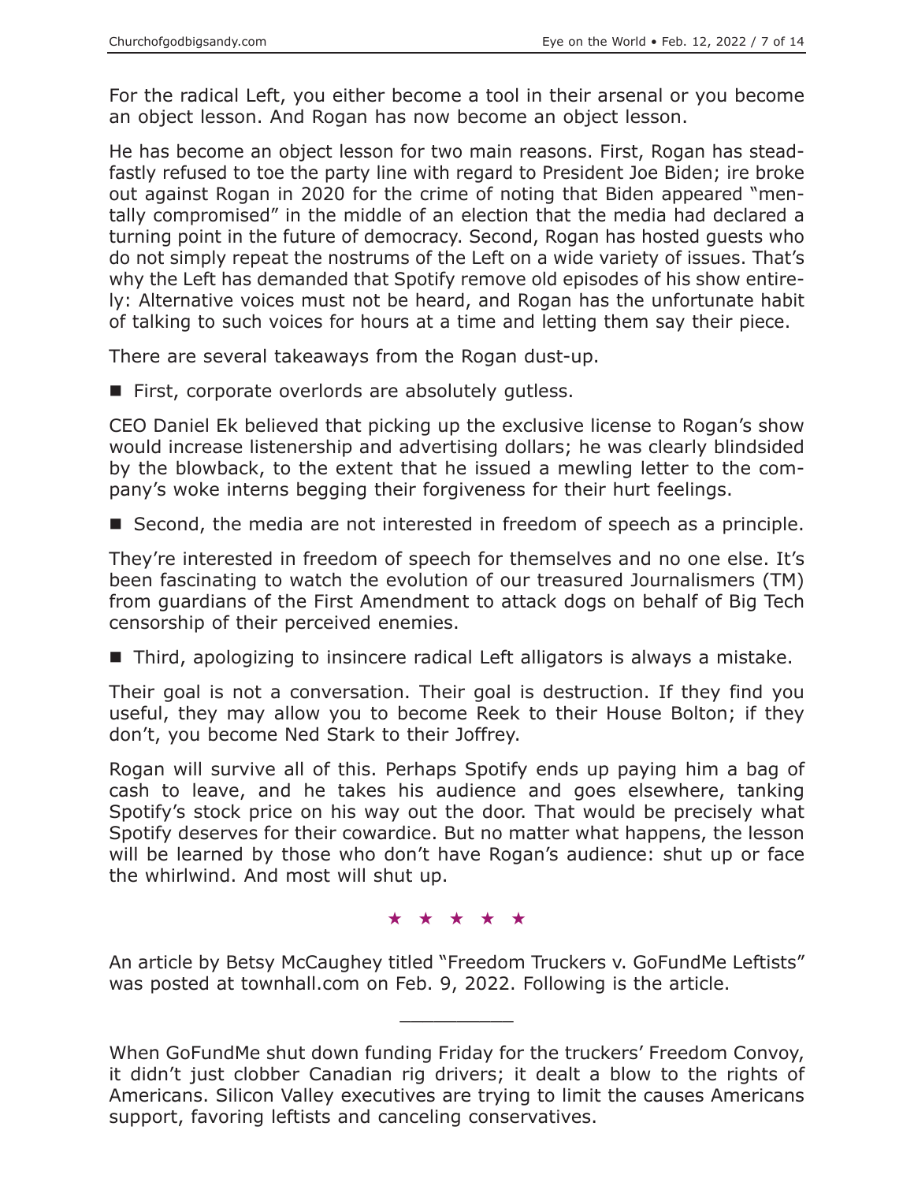For the radical Left, you either become a tool in their arsenal or you become an object lesson. And Rogan has now become an object lesson.

He has become an object lesson for two main reasons. First, Rogan has steadfastly refused to toe the party line with regard to President Joe Biden; ire broke out against Rogan in 2020 for the crime of noting that Biden appeared "mentally compromised" in the middle of an election that the media had declared a turning point in the future of democracy. Second, Rogan has hosted guests who do not simply repeat the nostrums of the Left on a wide variety of issues. That's why the Left has demanded that Spotify remove old episodes of his show entirely: Alternative voices must not be heard, and Rogan has the unfortunate habit of talking to such voices for hours at a time and letting them say their piece.

There are several takeaways from the Rogan dust-up.

- First, corporate overlords are absolutely gutless.

CEO Daniel Ek believed that picking up the exclusive license to Rogan's show would increase listenership and advertising dollars; he was clearly blindsided by the blowback, to the extent that he issued a mewling letter to the company's woke interns begging their forgiveness for their hurt feelings.

- Second, the media are not interested in freedom of speech as a principle.

They're interested in freedom of speech for themselves and no one else. It's been fascinating to watch the evolution of our treasured Journalismers (TM) from guardians of the First Amendment to attack dogs on behalf of Big Tech censorship of their perceived enemies.

- Third, apologizing to insincere radical Left alligators is always a mistake.

Their goal is not a conversation. Their goal is destruction. If they find you useful, they may allow you to become Reek to their House Bolton; if they don't, you become Ned Stark to their Joffrey.

Rogan will survive all of this. Perhaps Spotify ends up paying him a bag of cash to leave, and he takes his audience and goes elsewhere, tanking Spotify's stock price on his way out the door. That would be precisely what Spotify deserves for their cowardice. But no matter what happens, the lesson will be learned by those who don't have Rogan's audience: shut up or face the whirlwind. And most will shut up.

★ ★ ★ ★ ★

An article by Betsy McCaughey titled "Freedom Truckers v. GoFundMe Leftists" was posted at townhall.com on Feb. 9, 2022. Following is the article.

---

When GoFundMe shut down funding Friday for the truckers' Freedom Convoy, it didn't just clobber Canadian rig drivers; it dealt a blow to the rights of Americans. Silicon Valley executives are trying to limit the causes Americans support, favoring leftists and canceling conservatives.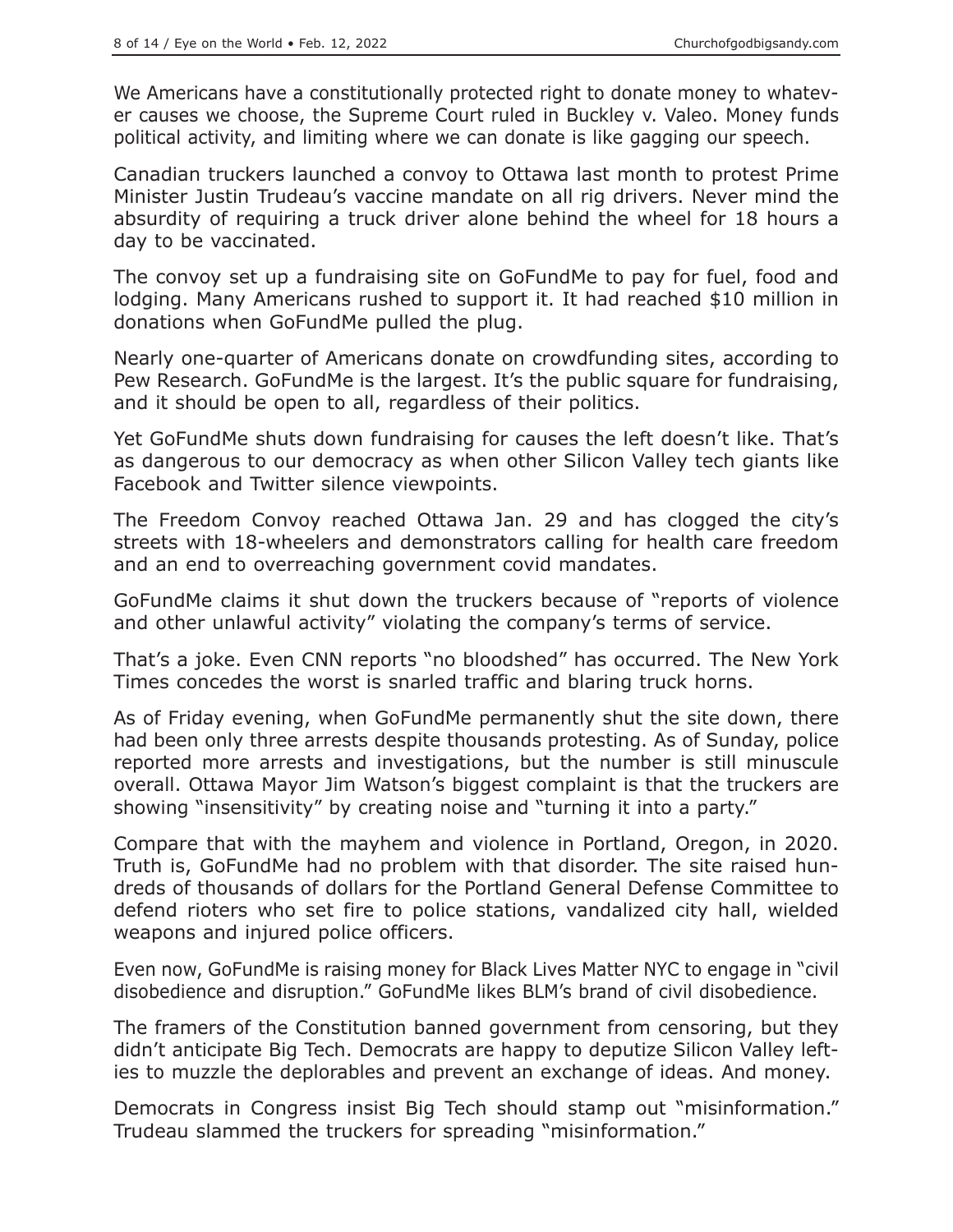We Americans have a constitutionally protected right to donate money to whatever causes we choose, the Supreme Court ruled in Buckley v. Valeo. Money funds political activity, and limiting where we can donate is like gagging our speech.

Canadian truckers launched a convoy to Ottawa last month to protest Prime Minister Justin Trudeau's vaccine mandate on all rig drivers. Never mind the absurdity of requiring a truck driver alone behind the wheel for 18 hours a day to be vaccinated.

The convoy set up a fundraising site on GoFundMe to pay for fuel, food and lodging. Many Americans rushed to support it. It had reached $10 million in donations when GoFundMe pulled the plug.

Nearly one-quarter of Americans donate on crowdfunding sites, according to Pew Research. GoFundMe is the largest. It's the public square for fundraising, and it should be open to all, regardless of their politics.

Yet GoFundMe shuts down fundraising for causes the left doesn't like. That's as dangerous to our democracy as when other Silicon Valley tech giants like Facebook and Twitter silence viewpoints.

The Freedom Convoy reached Ottawa Jan. 29 and has clogged the city's streets with 18-wheelers and demonstrators calling for health care freedom and an end to overreaching government covid mandates.

GoFundMe claims it shut down the truckers because of "reports of violence and other unlawful activity" violating the company's terms of service.

That's a joke. Even CNN reports "no bloodshed" has occurred. The New York Times concedes the worst is snarled traffic and blaring truck horns.

As of Friday evening, when GoFundMe permanently shut the site down, there had been only three arrests despite thousands protesting. As of Sunday, police reported more arrests and investigations, but the number is still minuscule overall. Ottawa Mayor Jim Watson's biggest complaint is that the truckers are showing "insensitivity" by creating noise and "turning it into a party."

Compare that with the mayhem and violence in Portland, Oregon, in 2020. Truth is, GoFundMe had no problem with that disorder. The site raised hundreds of thousands of dollars for the Portland General Defense Committee to defend rioters who set fire to police stations, vandalized city hall, wielded weapons and injured police officers.

Even now, GoFundMe is raising money for Black Lives Matter NYC to engage in "civil disobedience and disruption." GoFundMe likes BLM's brand of civil disobedience.

The framers of the Constitution banned government from censoring, but they didn't anticipate Big Tech. Democrats are happy to deputize Silicon Valley lefties to muzzle the deplorables and prevent an exchange of ideas. And money.

Democrats in Congress insist Big Tech should stamp out "misinformation." Trudeau slammed the truckers for spreading "misinformation."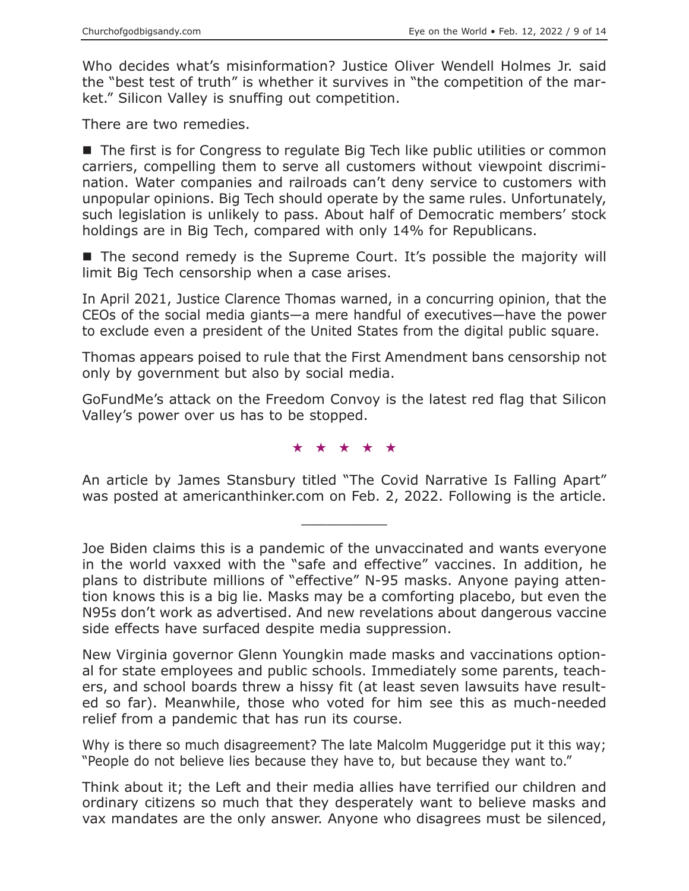Who decides what's misinformation? Justice Oliver Wendell Holmes Jr. said the "best test of truth" is whether it survives in "the competition of the market." Silicon Valley is snuffing out competition.

There are two remedies.

■ The first is for Congress to regulate Big Tech like public utilities or common carriers, compelling them to serve all customers without viewpoint discrimination. Water companies and railroads can't deny service to customers with unpopular opinions. Big Tech should operate by the same rules. Unfortunately, such legislation is unlikely to pass. About half of Democratic members' stock holdings are in Big Tech, compared with only 14% for Republicans.

■ The second remedy is the Supreme Court. It's possible the majority will limit Big Tech censorship when a case arises.

In April 2021, Justice Clarence Thomas warned, in a concurring opinion, that the CEOs of the social media giants—a mere handful of executives—have the power to exclude even a president of the United States from the digital public square.

Thomas appears poised to rule that the First Amendment bans censorship not only by government but also by social media.

GoFundMe's attack on the Freedom Convoy is the latest red flag that Silicon Valley's power over us has to be stopped.

★ ★ ★ ★ ★

An article by James Stansbury titled "The Covid Narrative Is Falling Apart" was posted at americanthinker.com on Feb. 2, 2022. Following is the article.

---

Joe Biden claims this is a pandemic of the unvaccinated and wants everyone in the world vaxxed with the "safe and effective" vaccines. In addition, he plans to distribute millions of "effective" N-95 masks. Anyone paying attention knows this is a big lie. Masks may be a comforting placebo, but even the N95s don't work as advertised. And new revelations about dangerous vaccine side effects have surfaced despite media suppression.

New Virginia governor Glenn Youngkin made masks and vaccinations optional for state employees and public schools. Immediately some parents, teachers, and school boards threw a hissy fit (at least seven lawsuits have resulted so far). Meanwhile, those who voted for him see this as much-needed relief from a pandemic that has run its course.

Why is there so much disagreement? The late Malcolm Muggeridge put it this way; "People do not believe lies because they have to, but because they want to."

Think about it; the Left and their media allies have terrified our children and ordinary citizens so much that they desperately want to believe masks and vax mandates are the only answer. Anyone who disagrees must be silenced,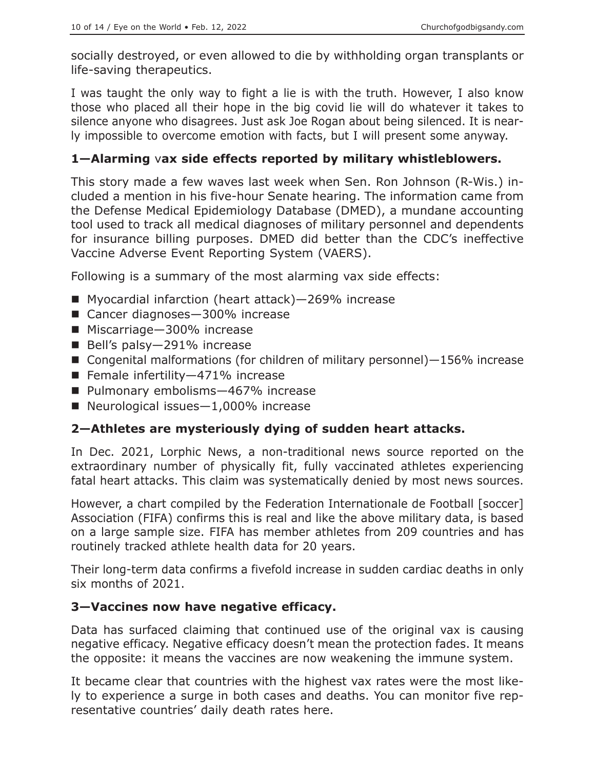socially destroyed, or even allowed to die by withholding organ transplants or life-saving therapeutics.

I was taught the only way to fight a lie is with the truth. However, I also know those who placed all their hope in the big covid lie will do whatever it takes to silence anyone who disagrees. Just ask Joe Rogan about being silenced. It is nearly impossible to overcome emotion with facts, but I will present some anyway.

### 1—Alarming vax side effects reported by military whistleblowers.

This story made a few waves last week when Sen. Ron Johnson (R-Wis.) included a mention in his five-hour Senate hearing. The information came from the Defense Medical Epidemiology Database (DMED), a mundane accounting tool used to track all medical diagnoses of military personnel and dependents for insurance billing purposes. DMED did better than the CDC's ineffective Vaccine Adverse Event Reporting System (VAERS).

Following is a summary of the most alarming vax side effects:

- Myocardial infarction (heart attack)—269% increase
- Cancer diagnoses—300% increase
- Miscarriage—300% increase
- Bell's palsy—291% increase
- Congenital malformations (for children of military personnel)—156% increase
- Female infertility—471% increase
- Pulmonary embolisms—467% increase
- Neurological issues—1,000% increase

### 2—Athletes are mysteriously dying of sudden heart attacks.

In Dec. 2021, Lorphic News, a non-traditional news source reported on the extraordinary number of physically fit, fully vaccinated athletes experiencing fatal heart attacks. This claim was systematically denied by most news sources.

However, a chart compiled by the Federation Internationale de Football [soccer] Association (FIFA) confirms this is real and like the above military data, is based on a large sample size. FIFA has member athletes from 209 countries and has routinely tracked athlete health data for 20 years.

Their long-term data confirms a fivefold increase in sudden cardiac deaths in only six months of 2021.

### 3—Vaccines now have negative efficacy.

Data has surfaced claiming that continued use of the original vax is causing negative efficacy. Negative efficacy doesn't mean the protection fades. It means the opposite: it means the vaccines are now weakening the immune system.

It became clear that countries with the highest vax rates were the most likely to experience a surge in both cases and deaths. You can monitor five representative countries' daily death rates here.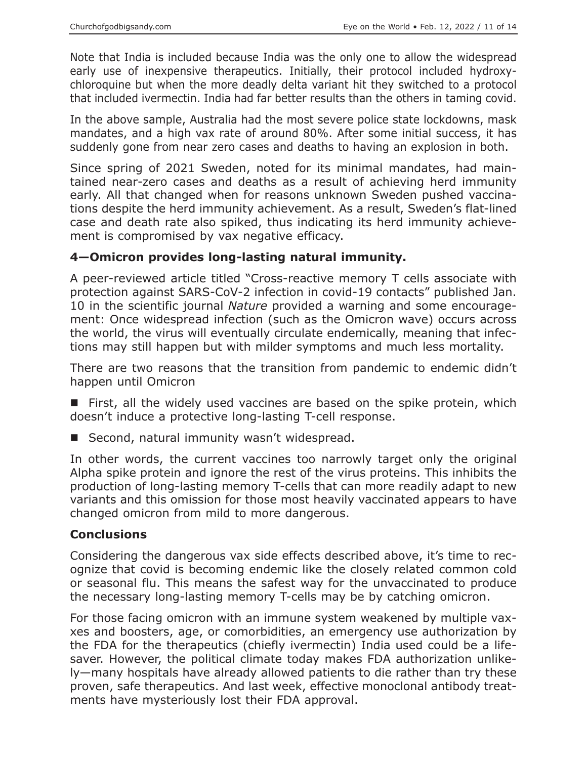Note that India is included because India was the only one to allow the widespread early use of inexpensive therapeutics. Initially, their protocol included hydroxychloroquine but when the more deadly delta variant hit they switched to a protocol that included ivermectin. India had far better results than the others in taming covid.

In the above sample, Australia had the most severe police state lockdowns, mask mandates, and a high vax rate of around 80%. After some initial success, it has suddenly gone from near zero cases and deaths to having an explosion in both.

Since spring of 2021 Sweden, noted for its minimal mandates, had maintained near-zero cases and deaths as a result of achieving herd immunity early. All that changed when for reasons unknown Sweden pushed vaccinations despite the herd immunity achievement. As a result, Sweden's flat-lined case and death rate also spiked, thus indicating its herd immunity achievement is compromised by vax negative efficacy.

### 4—Omicron provides long-lasting natural immunity.

A peer-reviewed article titled "Cross-reactive memory T cells associate with protection against SARS-CoV-2 infection in covid-19 contacts" published Jan. 10 in the scientific journal *Nature* provided a warning and some encouragement: Once widespread infection (such as the Omicron wave) occurs across the world, the virus will eventually circulate endemically, meaning that infections may still happen but with milder symptoms and much less mortality.

There are two reasons that the transition from pandemic to endemic didn't happen until Omicron

- First, all the widely used vaccines are based on the spike protein, which doesn't induce a protective long-lasting T-cell response.
- Second, natural immunity wasn't widespread.

In other words, the current vaccines too narrowly target only the original Alpha spike protein and ignore the rest of the virus proteins. This inhibits the production of long-lasting memory T-cells that can more readily adapt to new variants and this omission for those most heavily vaccinated appears to have changed omicron from mild to more dangerous.

### Conclusions

Considering the dangerous vax side effects described above, it's time to recognize that covid is becoming endemic like the closely related common cold or seasonal flu. This means the safest way for the unvaccinated to produce the necessary long-lasting memory T-cells may be by catching omicron.

For those facing omicron with an immune system weakened by multiple vaxxes and boosters, age, or comorbidities, an emergency use authorization by the FDA for the therapeutics (chiefly ivermectin) India used could be a lifesaver. However, the political climate today makes FDA authorization unlikely—many hospitals have already allowed patients to die rather than try these proven, safe therapeutics. And last week, effective monoclonal antibody treatments have mysteriously lost their FDA approval.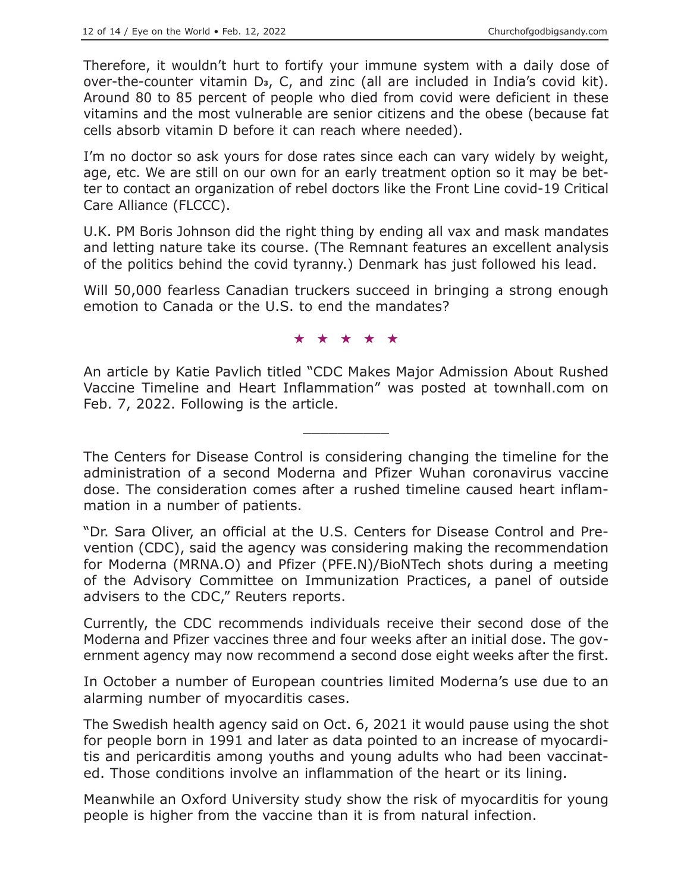Therefore, it wouldn't hurt to fortify your immune system with a daily dose of over-the-counter vitamin $D_3$, C, and zinc (all are included in India's covid kit). Around 80 to 85 percent of people who died from covid were deficient in these vitamins and the most vulnerable are senior citizens and the obese (because fat cells absorb vitamin D before it can reach where needed).

I'm no doctor so ask yours for dose rates since each can vary widely by weight, age, etc. We are still on our own for an early treatment option so it may be better to contact an organization of rebel doctors like the Front Line covid-19 Critical Care Alliance (FLCCC).

U.K. PM Boris Johnson did the right thing by ending all vax and mask mandates and letting nature take its course. (The Remnant features an excellent analysis of the politics behind the covid tyranny.) Denmark has just followed his lead.

Will 50,000 fearless Canadian truckers succeed in bringing a strong enough emotion to Canada or the U.S. to end the mandates?

★ ★ ★ ★ ★

An article by Katie Pavlich titled "CDC Makes Major Admission About Rushed Vaccine Timeline and Heart Inflammation" was posted at townhall.com on Feb. 7, 2022. Following is the article.

---

The Centers for Disease Control is considering changing the timeline for the administration of a second Moderna and Pfizer Wuhan coronavirus vaccine dose. The consideration comes after a rushed timeline caused heart inflammation in a number of patients.

"Dr. Sara Oliver, an official at the U.S. Centers for Disease Control and Prevention (CDC), said the agency was considering making the recommendation for Moderna (MRNA.O) and Pfizer (PFE.N)/BioNTech shots during a meeting of the Advisory Committee on Immunization Practices, a panel of outside advisers to the CDC," Reuters reports.

Currently, the CDC recommends individuals receive their second dose of the Moderna and Pfizer vaccines three and four weeks after an initial dose. The government agency may now recommend a second dose eight weeks after the first.

In October a number of European countries limited Moderna's use due to an alarming number of myocarditis cases.

The Swedish health agency said on Oct. 6, 2021 it would pause using the shot for people born in 1991 and later as data pointed to an increase of myocarditis and pericarditis among youths and young adults who had been vaccinated. Those conditions involve an inflammation of the heart or its lining.

Meanwhile an Oxford University study show the risk of myocarditis for young people is higher from the vaccine than it is from natural infection.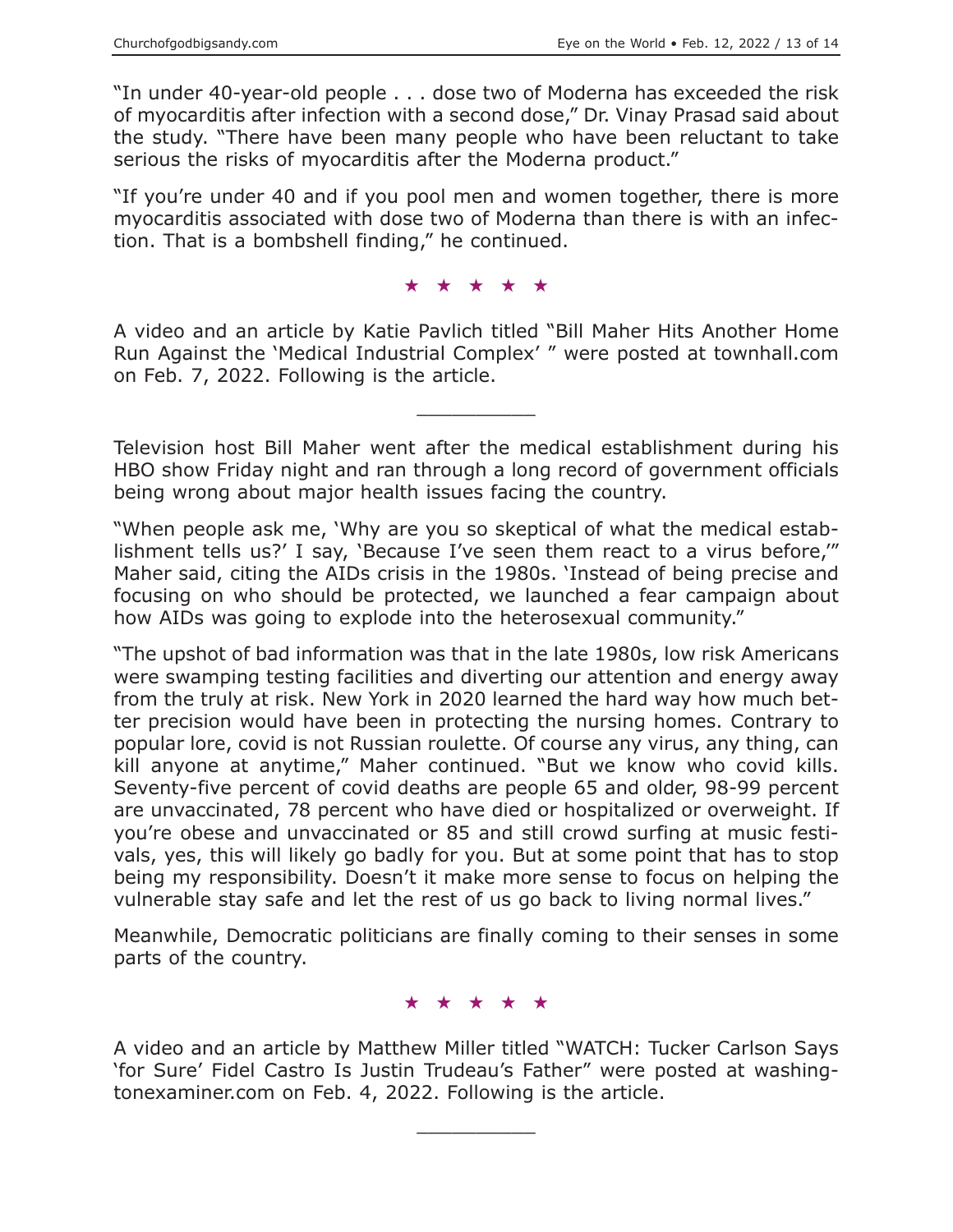"In under 40-year-old people . . . dose two of Moderna has exceeded the risk of myocarditis after infection with a second dose," Dr. Vinay Prasad said about the study. "There have been many people who have been reluctant to take serious the risks of myocarditis after the Moderna product."

"If you're under 40 and if you pool men and women together, there is more myocarditis associated with dose two of Moderna than there is with an infection. That is a bombshell finding," he continued.

★ ★ ★ ★ ★

A video and an article by Katie Pavlich titled "Bill Maher Hits Another Home Run Against the 'Medical Industrial Complex' " were posted at townhall.com on Feb. 7, 2022. Following is the article.

---

Television host Bill Maher went after the medical establishment during his HBO show Friday night and ran through a long record of government officials being wrong about major health issues facing the country.

"When people ask me, 'Why are you so skeptical of what the medical establishment tells us?' I say, 'Because I've seen them react to a virus before,'" Maher said, citing the AIDs crisis in the 1980s. 'Instead of being precise and focusing on who should be protected, we launched a fear campaign about how AIDs was going to explode into the heterosexual community."

"The upshot of bad information was that in the late 1980s, low risk Americans were swamping testing facilities and diverting our attention and energy away from the truly at risk. New York in 2020 learned the hard way how much better precision would have been in protecting the nursing homes. Contrary to popular lore, covid is not Russian roulette. Of course any virus, any thing, can kill anyone at anytime," Maher continued. "But we know who covid kills. Seventy-five percent of covid deaths are people 65 and older, 98-99 percent are unvaccinated, 78 percent who have died or hospitalized or overweight. If you're obese and unvaccinated or 85 and still crowd surfing at music festivals, yes, this will likely go badly for you. But at some point that has to stop being my responsibility. Doesn't it make more sense to focus on helping the vulnerable stay safe and let the rest of us go back to living normal lives."

Meanwhile, Democratic politicians are finally coming to their senses in some parts of the country.

★ ★ ★ ★ ★

A video and an article by Matthew Miller titled "WATCH: Tucker Carlson Says 'for Sure' Fidel Castro Is Justin Trudeau's Father" were posted at washingtonexaminer.com on Feb. 4, 2022. Following is the article.

---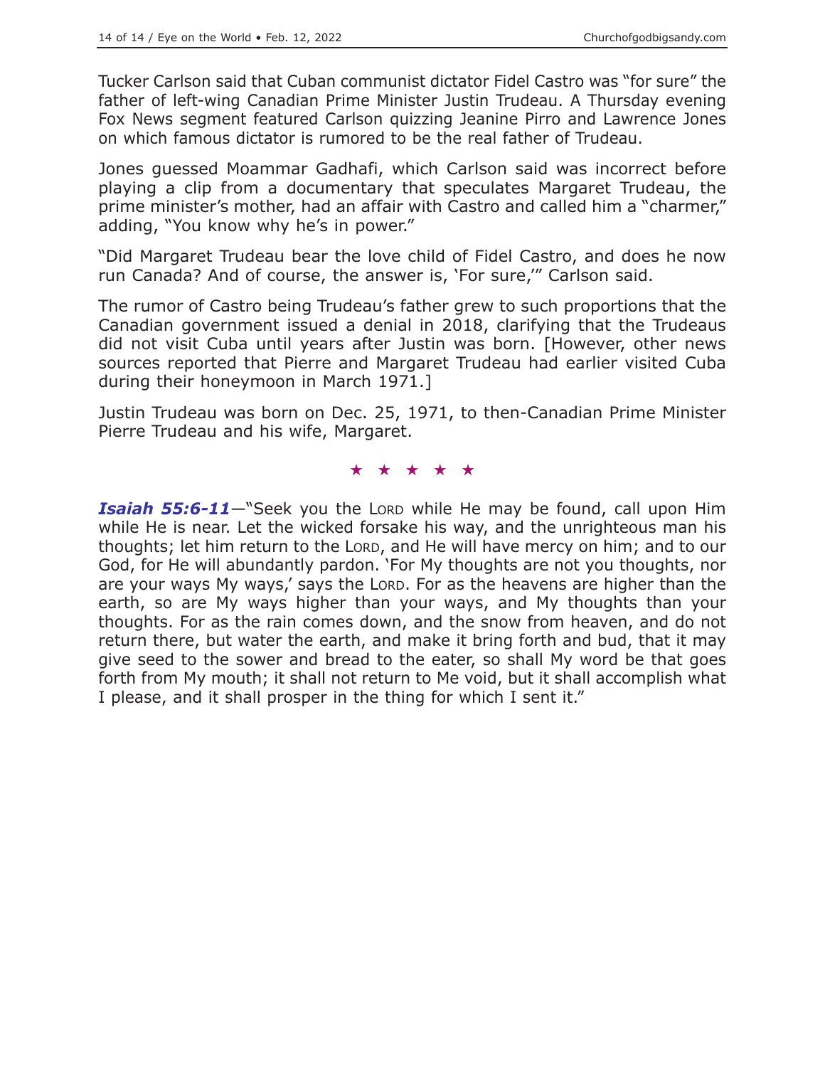Tucker Carlson said that Cuban communist dictator Fidel Castro was "for sure" the father of left-wing Canadian Prime Minister Justin Trudeau. A Thursday evening Fox News segment featured Carlson quizzing Jeanine Pirro and Lawrence Jones on which famous dictator is rumored to be the real father of Trudeau.

Jones guessed Moammar Gadhafi, which Carlson said was incorrect before playing a clip from a documentary that speculates Margaret Trudeau, the prime minister's mother, had an affair with Castro and called him a "charmer," adding, "You know why he's in power."

"Did Margaret Trudeau bear the love child of Fidel Castro, and does he now run Canada? And of course, the answer is, 'For sure,'" Carlson said.

The rumor of Castro being Trudeau's father grew to such proportions that the Canadian government issued a denial in 2018, clarifying that the Trudeaus did not visit Cuba until years after Justin was born. [However, other news sources reported that Pierre and Margaret Trudeau had earlier visited Cuba during their honeymoon in March 1971.]

Justin Trudeau was born on Dec. 25, 1971, to then-Canadian Prime Minister Pierre Trudeau and his wife, Margaret.

★ ★ ★ ★ ★

***Isaiah 55:6-11***—"Seek you the LORD while He may be found, call upon Him while He is near. Let the wicked forsake his way, and the unrighteous man his thoughts; let him return to the LORD, and He will have mercy on him; and to our God, for He will abundantly pardon. 'For My thoughts are not you thoughts, nor are your ways My ways,' says the LORD. For as the heavens are higher than the earth, so are My ways higher than your ways, and My thoughts than your thoughts. For as the rain comes down, and the snow from heaven, and do not return there, but water the earth, and make it bring forth and bud, that it may give seed to the sower and bread to the eater, so shall My word be that goes forth from My mouth; it shall not return to Me void, but it shall accomplish what I please, and it shall prosper in the thing for which I sent it."